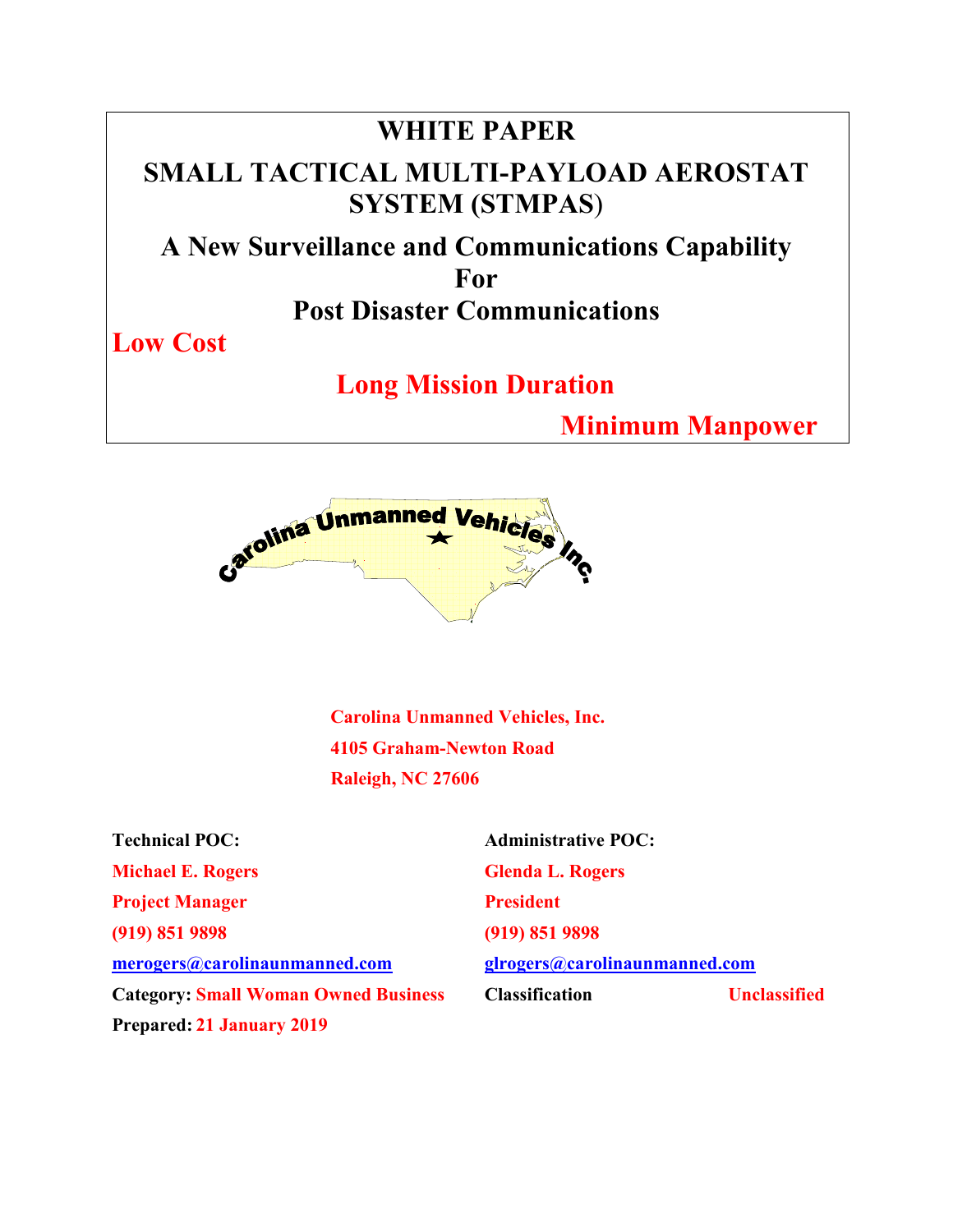# WHITE PAPER

# SMALL TACTICAL MULTI-PAYLOAD AEROSTAT SYSTEM (STMPAS)

## A New Surveillance and Communications Capability For Post Disaster Communications

**Low Cost**

**Long Mission Duration**

**Minimum Manpower**

Carolina Unmanned Vehicles Inc.

**Carolina Unmanned Vehicles, Inc.**
**4105 Graham-Newton Road**
**Raleigh, NC 27606**

| **Technical POC:** | **Administrative POC:** |
|---|---|
| **Michael E. Rogers** | **Glenda L. Rogers** |
| **Project Manager** | **President** |
| **(919) 851 9898** | **(919) 851 9898** |
| **merogers@carolinaunmanned.com** | **glrogers@carolinaunmanned.com** |
| **Category: Small Woman Owned Business** | **Classification Unclassified** |
| **Prepared: 21 January 2019** | |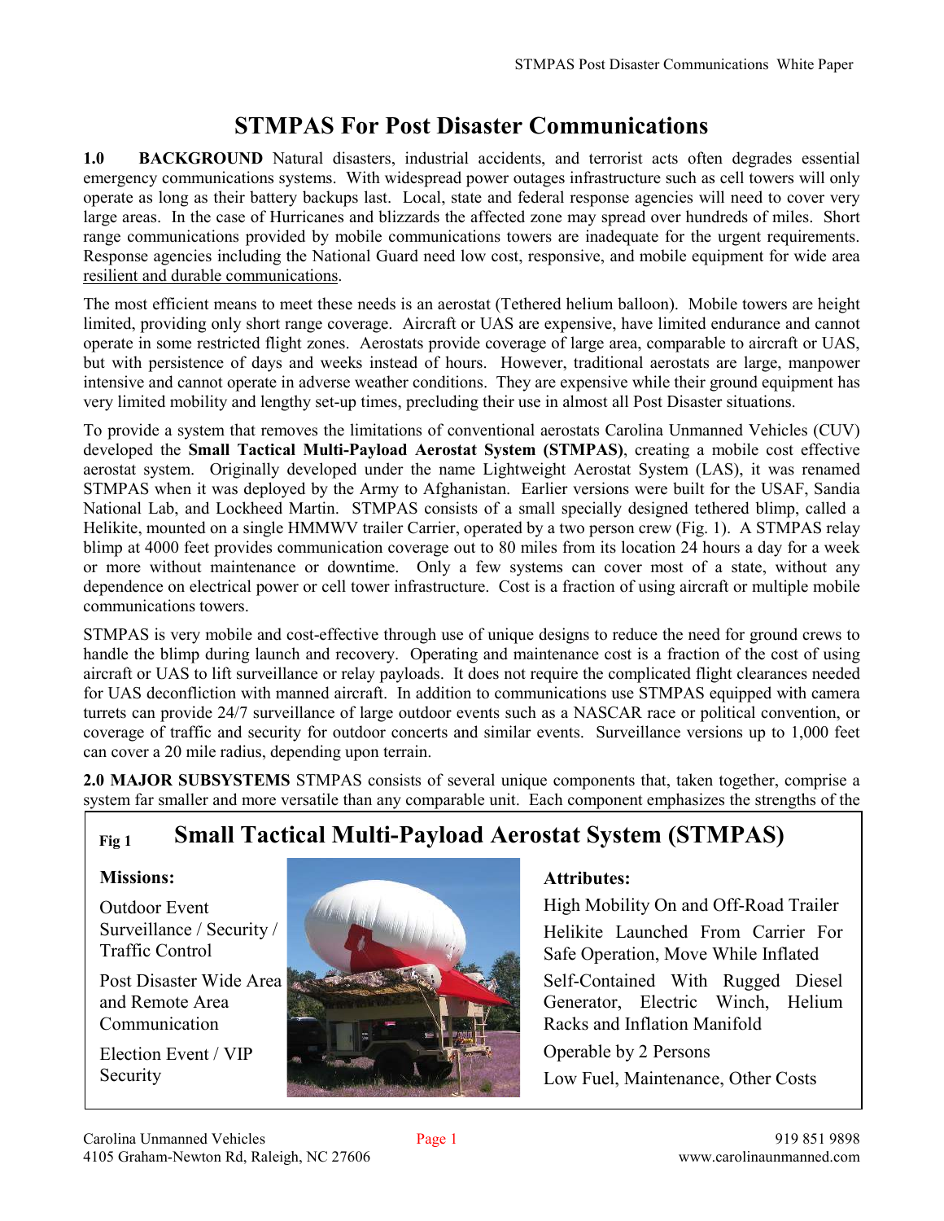# STMPAS For Post Disaster Communications

**1.0 BACKGROUND** Natural disasters, industrial accidents, and terrorist acts often degrades essential emergency communications systems. With widespread power outages infrastructure such as cell towers will only operate as long as their battery backups last. Local, state and federal response agencies will need to cover very large areas. In the case of Hurricanes and blizzards the affected zone may spread over hundreds of miles. Short range communications provided by mobile communications towers are inadequate for the urgent requirements. Response agencies including the National Guard need low cost, responsive, and mobile equipment for wide area resilient and durable communications.

The most efficient means to meet these needs is an aerostat (Tethered helium balloon). Mobile towers are height limited, providing only short range coverage. Aircraft or UAS are expensive, have limited endurance and cannot operate in some restricted flight zones. Aerostats provide coverage of large area, comparable to aircraft or UAS, but with persistence of days and weeks instead of hours. However, traditional aerostats are large, manpower intensive and cannot operate in adverse weather conditions. They are expensive while their ground equipment has very limited mobility and lengthy set-up times, precluding their use in almost all Post Disaster situations.

To provide a system that removes the limitations of conventional aerostats Carolina Unmanned Vehicles (CUV) developed the **Small Tactical Multi-Payload Aerostat System (STMPAS)**, creating a mobile cost effective aerostat system. Originally developed under the name Lightweight Aerostat System (LAS), it was renamed STMPAS when it was deployed by the Army to Afghanistan. Earlier versions were built for the USAF, Sandia National Lab, and Lockheed Martin. STMPAS consists of a small specially designed tethered blimp, called a Helikite, mounted on a single HMMWV trailer Carrier, operated by a two person crew (Fig. 1). A STMPAS relay blimp at 4000 feet provides communication coverage out to 80 miles from its location 24 hours a day for a week or more without maintenance or downtime. Only a few systems can cover most of a state, without any dependence on electrical power or cell tower infrastructure. Cost is a fraction of using aircraft or multiple mobile communications towers.

STMPAS is very mobile and cost-effective through use of unique designs to reduce the need for ground crews to handle the blimp during launch and recovery. Operating and maintenance cost is a fraction of the cost of using aircraft or UAS to lift surveillance or relay payloads. It does not require the complicated flight clearances needed for UAS deconfliction with manned aircraft. In addition to communications use STMPAS equipped with camera turrets can provide 24/7 surveillance of large outdoor events such as a NASCAR race or political convention, or coverage of traffic and security for outdoor concerts and similar events. Surveillance versions up to 1,000 feet can cover a 20 mile radius, depending upon terrain.

**2.0 MAJOR SUBSYSTEMS** STMPAS consists of several unique components that, taken together, comprise a system far smaller and more versatile than any comparable unit. Each component emphasizes the strengths of the

**Fig 1** **Small Tactical Multi-Payload Aerostat System (STMPAS)**

**Missions:**

Outdoor Event Surveillance / Security / Traffic Control

Post Disaster Wide Area and Remote Area Communication

Election Event / VIP Security

**Attributes:**

High Mobility On and Off-Road Trailer

Helikite Launched From Carrier For Safe Operation, Move While Inflated

Self-Contained With Rugged Diesel Generator, Electric Winch, Helium Racks and Inflation Manifold

Operable by 2 Persons

Low Fuel, Maintenance, Other Costs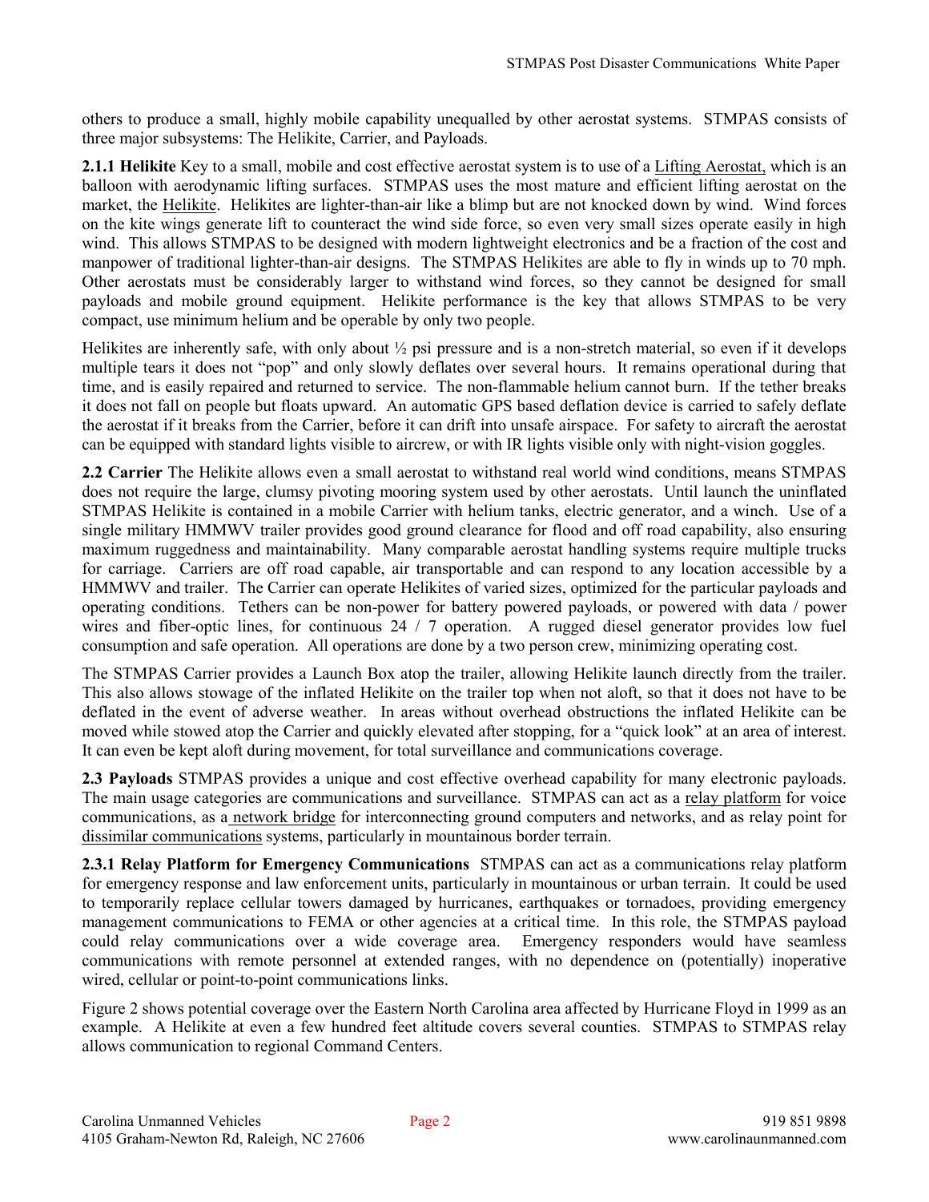others to produce a small, highly mobile capability unequalled by other aerostat systems. STMPAS consists of three major subsystems: The Helikite, Carrier, and Payloads.

**2.1.1 Helikite** Key to a small, mobile and cost effective aerostat system is to use of a Lifting Aerostat, which is an balloon with aerodynamic lifting surfaces. STMPAS uses the most mature and efficient lifting aerostat on the market, the Helikite. Helikites are lighter-than-air like a blimp but are not knocked down by wind. Wind forces on the kite wings generate lift to counteract the wind side force, so even very small sizes operate easily in high wind. This allows STMPAS to be designed with modern lightweight electronics and be a fraction of the cost and manpower of traditional lighter-than-air designs. The STMPAS Helikites are able to fly in winds up to 70 mph. Other aerostats must be considerably larger to withstand wind forces, so they cannot be designed for small payloads and mobile ground equipment. Helikite performance is the key that allows STMPAS to be very compact, use minimum helium and be operable by only two people.

Helikites are inherently safe, with only about ½ psi pressure and is a non-stretch material, so even if it develops multiple tears it does not "pop" and only slowly deflates over several hours. It remains operational during that time, and is easily repaired and returned to service. The non-flammable helium cannot burn. If the tether breaks it does not fall on people but floats upward. An automatic GPS based deflation device is carried to safely deflate the aerostat if it breaks from the Carrier, before it can drift into unsafe airspace. For safety to aircraft the aerostat can be equipped with standard lights visible to aircrew, or with IR lights visible only with night-vision goggles.

**2.2 Carrier** The Helikite allows even a small aerostat to withstand real world wind conditions, means STMPAS does not require the large, clumsy pivoting mooring system used by other aerostats. Until launch the uninflated STMPAS Helikite is contained in a mobile Carrier with helium tanks, electric generator, and a winch. Use of a single military HMMWV trailer provides good ground clearance for flood and off road capability, also ensuring maximum ruggedness and maintainability. Many comparable aerostat handling systems require multiple trucks for carriage. Carriers are off road capable, air transportable and can respond to any location accessible by a HMMWV and trailer. The Carrier can operate Helikites of varied sizes, optimized for the particular payloads and operating conditions. Tethers can be non-power for battery powered payloads, or powered with data / power wires and fiber-optic lines, for continuous 24 / 7 operation. A rugged diesel generator provides low fuel consumption and safe operation. All operations are done by a two person crew, minimizing operating cost.

The STMPAS Carrier provides a Launch Box atop the trailer, allowing Helikite launch directly from the trailer. This also allows stowage of the inflated Helikite on the trailer top when not aloft, so that it does not have to be deflated in the event of adverse weather. In areas without overhead obstructions the inflated Helikite can be moved while stowed atop the Carrier and quickly elevated after stopping, for a "quick look" at an area of interest. It can even be kept aloft during movement, for total surveillance and communications coverage.

**2.3 Payloads** STMPAS provides a unique and cost effective overhead capability for many electronic payloads. The main usage categories are communications and surveillance. STMPAS can act as a relay platform for voice communications, as a network bridge for interconnecting ground computers and networks, and as relay point for dissimilar communications systems, particularly in mountainous border terrain.

**2.3.1 Relay Platform for Emergency Communications** STMPAS can act as a communications relay platform for emergency response and law enforcement units, particularly in mountainous or urban terrain. It could be used to temporarily replace cellular towers damaged by hurricanes, earthquakes or tornadoes, providing emergency management communications to FEMA or other agencies at a critical time. In this role, the STMPAS payload could relay communications over a wide coverage area. Emergency responders would have seamless communications with remote personnel at extended ranges, with no dependence on (potentially) inoperative wired, cellular or point-to-point communications links.

Figure 2 shows potential coverage over the Eastern North Carolina area affected by Hurricane Floyd in 1999 as an example. A Helikite at even a few hundred feet altitude covers several counties. STMPAS to STMPAS relay allows communication to regional Command Centers.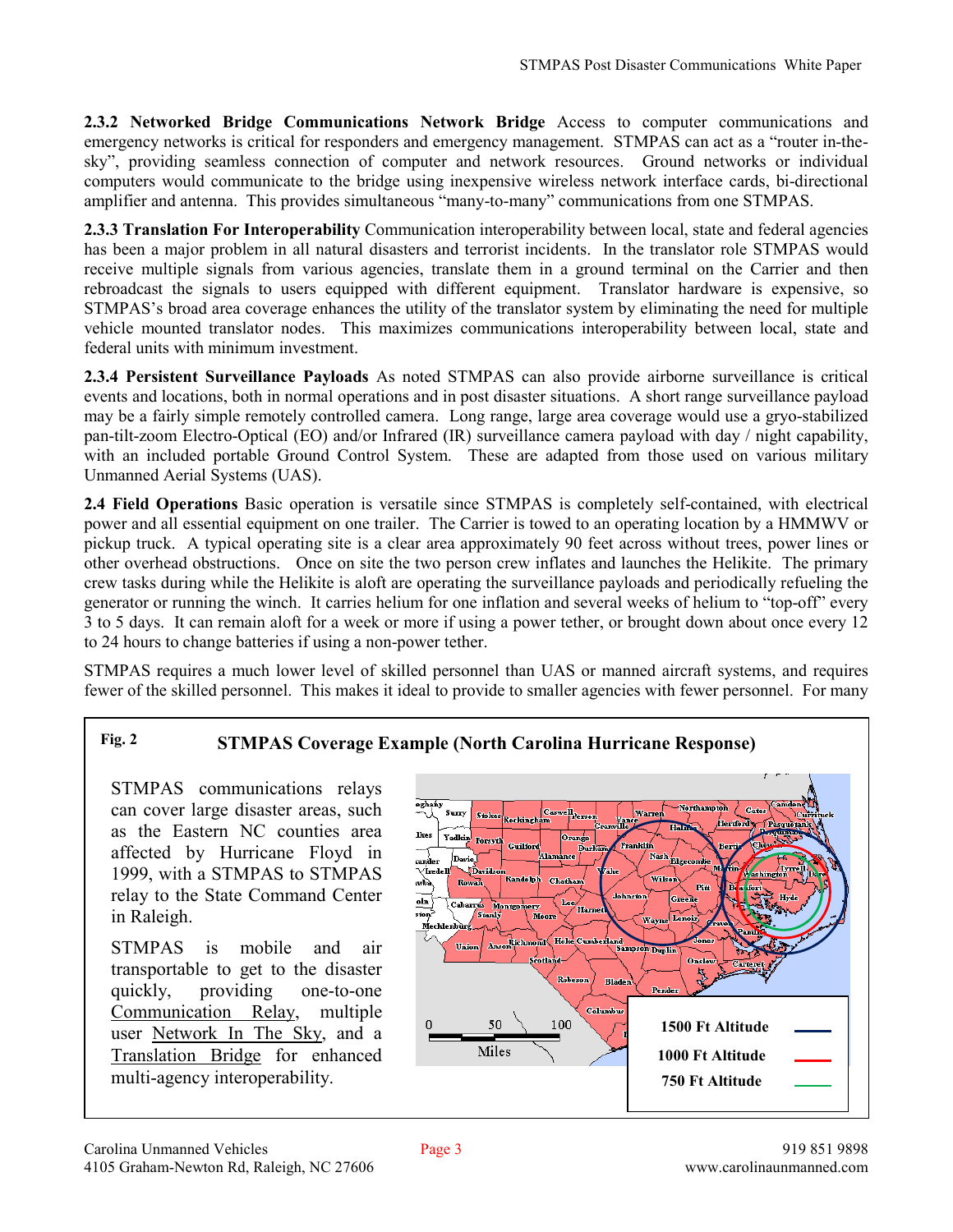**2.3.2 Networked Bridge Communications Network Bridge** Access to computer communications and emergency networks is critical for responders and emergency management. STMPAS can act as a "router in-the-sky", providing seamless connection of computer and network resources. Ground networks or individual computers would communicate to the bridge using inexpensive wireless network interface cards, bi-directional amplifier and antenna. This provides simultaneous "many-to-many" communications from one STMPAS.

**2.3.3 Translation For Interoperability** Communication interoperability between local, state and federal agencies has been a major problem in all natural disasters and terrorist incidents. In the translator role STMPAS would receive multiple signals from various agencies, translate them in a ground terminal on the Carrier and then rebroadcast the signals to users equipped with different equipment. Translator hardware is expensive, so STMPAS's broad area coverage enhances the utility of the translator system by eliminating the need for multiple vehicle mounted translator nodes. This maximizes communications interoperability between local, state and federal units with minimum investment.

**2.3.4 Persistent Surveillance Payloads** As noted STMPAS can also provide airborne surveillance is critical events and locations, both in normal operations and in post disaster situations. A short range surveillance payload may be a fairly simple remotely controlled camera. Long range, large area coverage would use a gryo-stabilized pan-tilt-zoom Electro-Optical (EO) and/or Infrared (IR) surveillance camera payload with day / night capability, with an included portable Ground Control System. These are adapted from those used on various military Unmanned Aerial Systems (UAS).

**2.4 Field Operations** Basic operation is versatile since STMPAS is completely self-contained, with electrical power and all essential equipment on one trailer. The Carrier is towed to an operating location by a HMMWV or pickup truck. A typical operating site is a clear area approximately 90 feet across without trees, power lines or other overhead obstructions. Once on site the two person crew inflates and launches the Helikite. The primary crew tasks during while the Helikite is aloft are operating the surveillance payloads and periodically refueling the generator or running the winch. It carries helium for one inflation and several weeks of helium to "top-off" every 3 to 5 days. It can remain aloft for a week or more if using a power tether, or brought down about once every 12 to 24 hours to change batteries if using a non-power tether.

STMPAS requires a much lower level of skilled personnel than UAS or manned aircraft systems, and requires fewer of the skilled personnel. This makes it ideal to provide to smaller agencies with fewer personnel. For many

**Fig. 2 STMPAS Coverage Example (North Carolina Hurricane Response)**

STMPAS communications relays can cover large disaster areas, such as the Eastern NC counties area affected by Hurricane Floyd in 1999, with a STMPAS to STMPAS relay to the State Command Center in Raleigh.

STMPAS is mobile and air transportable to get to the disaster quickly, providing one-to-one Communication Relay, multiple user Network In The Sky, and a Translation Bridge for enhanced multi-agency interoperability.

1500 Ft Altitude
1000 Ft Altitude
750 Ft Altitude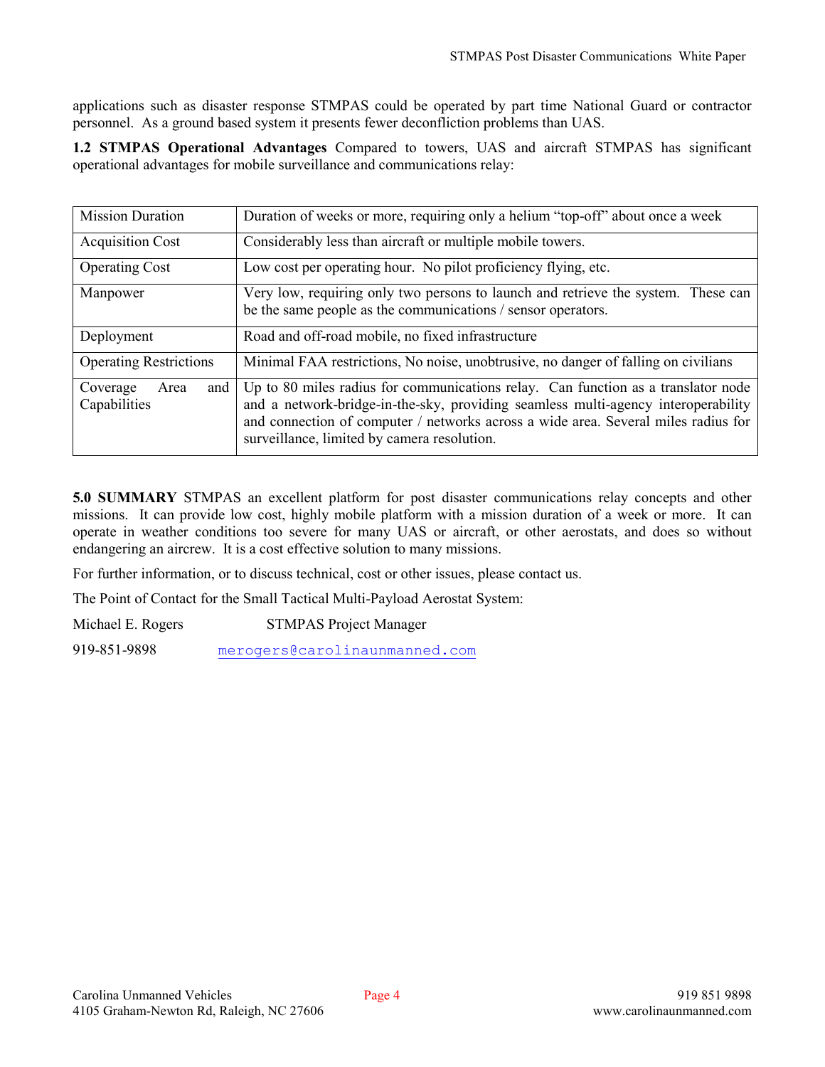applications such as disaster response STMPAS could be operated by part time National Guard or contractor personnel. As a ground based system it presents fewer deconfliction problems than UAS.

**1.2 STMPAS Operational Advantages** Compared to towers, UAS and aircraft STMPAS has significant operational advantages for mobile surveillance and communications relay:

| | |
|---|---|
| Mission Duration | Duration of weeks or more, requiring only a helium "top-off" about once a week |
| Acquisition Cost | Considerably less than aircraft or multiple mobile towers. |
| Operating Cost | Low cost per operating hour. No pilot proficiency flying, etc. |
| Manpower | Very low, requiring only two persons to launch and retrieve the system. These can be the same people as the communications / sensor operators. |
| Deployment | Road and off-road mobile, no fixed infrastructure |
| Operating Restrictions | Minimal FAA restrictions, No noise, unobtrusive, no danger of falling on civilians |
| Coverage Area and Capabilities | Up to 80 miles radius for communications relay. Can function as a translator node and a network-bridge-in-the-sky, providing seamless multi-agency interoperability and connection of computer / networks across a wide area. Several miles radius for surveillance, limited by camera resolution. |

**5.0 SUMMARY** STMPAS an excellent platform for post disaster communications relay concepts and other missions. It can provide low cost, highly mobile platform with a mission duration of a week or more. It can operate in weather conditions too severe for many UAS or aircraft, or other aerostats, and does so without endangering an aircrew. It is a cost effective solution to many missions.

For further information, or to discuss technical, cost or other issues, please contact us.

The Point of Contact for the Small Tactical Multi-Payload Aerostat System:

Michael E. Rogers STMPAS Project Manager

919-851-9898 merogers@carolinaunmanned.com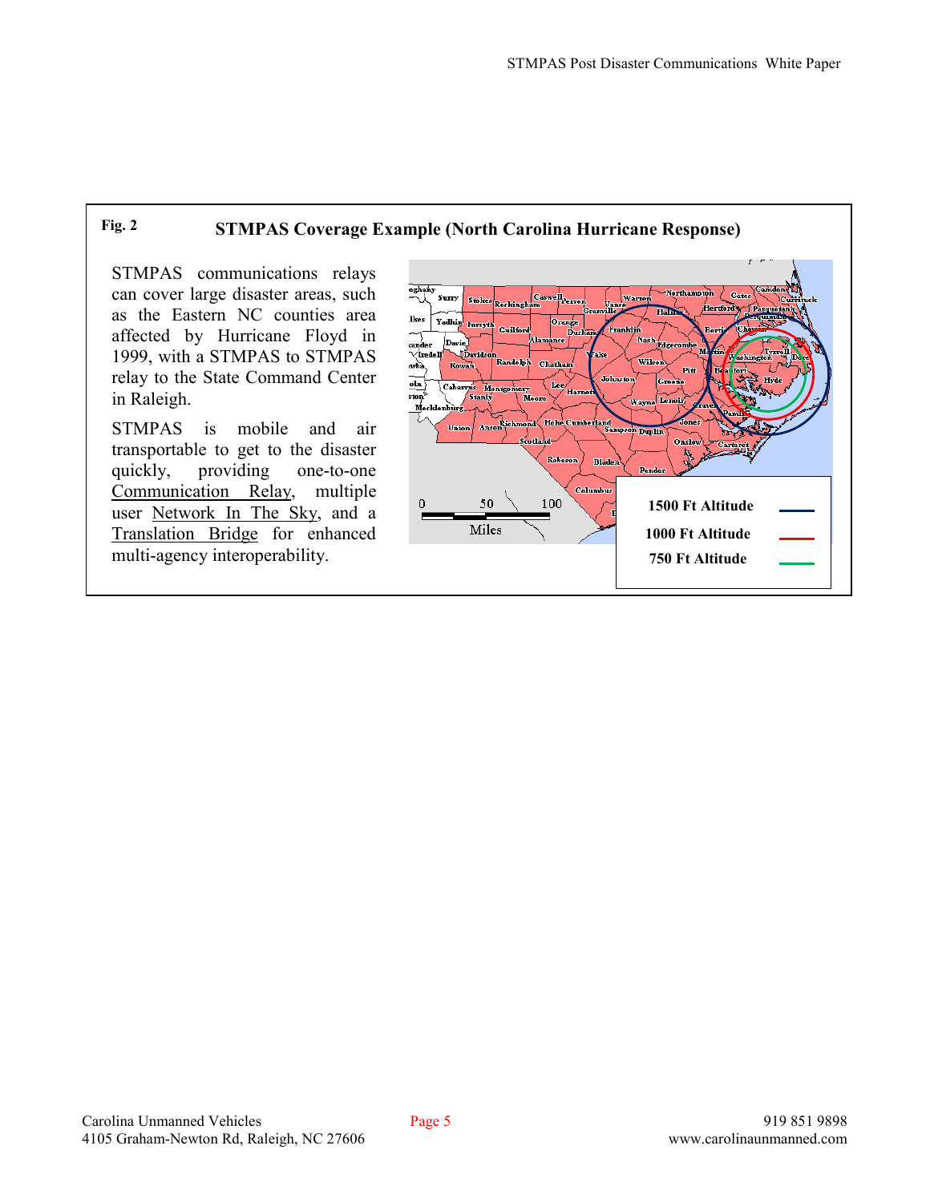**Fig. 2** **STMPAS Coverage Example (North Carolina Hurricane Response)**

STMPAS communications relays can cover large disaster areas, such as the Eastern NC counties area affected by Hurricane Floyd in 1999, with a STMPAS to STMPAS relay to the State Command Center in Raleigh.

STMPAS is mobile and air transportable to get to the disaster quickly, providing one-to-one Communication Relay, multiple user Network In The Sky, and a Translation Bridge for enhanced multi-agency interoperability.

0 50 100

Miles

1500 Ft Altitude

1000 Ft Altitude

750 Ft Altitude